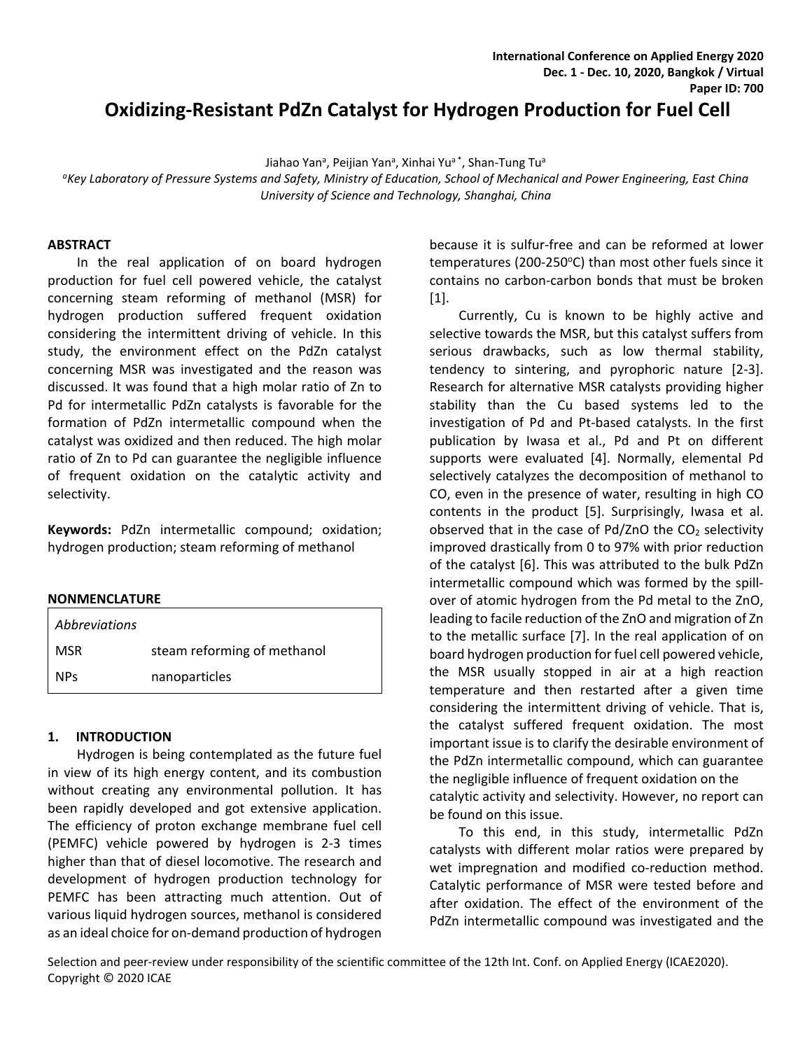# Oxidizing-Resistant PdZn Catalyst for Hydrogen Production for Fuel Cell

Jiahao Yan[a], Peijian Yan[a], Xinhai Yu[a *], Shan-Tung Tu[a]

[a]Key Laboratory of Pressure Systems and Safety, Ministry of Education, School of Mechanical and Power Engineering, East China University of Science and Technology, Shanghai, China

## ABSTRACT

In the real application of on board hydrogen production for fuel cell powered vehicle, the catalyst concerning steam reforming of methanol (MSR) for hydrogen production suffered frequent oxidation considering the intermittent driving of vehicle. In this study, the environment effect on the PdZn catalyst concerning MSR was investigated and the reason was discussed. It was found that a high molar ratio of Zn to Pd for intermetallic PdZn catalysts is favorable for the formation of PdZn intermetallic compound when the catalyst was oxidized and then reduced. The high molar ratio of Zn to Pd can guarantee the negligible influence of frequent oxidation on the catalytic activity and selectivity.

**Keywords:** PdZn intermetallic compound; oxidation; hydrogen production; steam reforming of methanol

## NONMENCLATURE

| *Abbreviations* | |
| --- | --- |
| MSR | steam reforming of methanol |
| NPs | nanoparticles |

## 1. INTRODUCTION

Hydrogen is being contemplated as the future fuel in view of its high energy content, and its combustion without creating any environmental pollution. It has been rapidly developed and got extensive application. The efficiency of proton exchange membrane fuel cell (PEMFC) vehicle powered by hydrogen is 2-3 times higher than that of diesel locomotive. The research and development of hydrogen production technology for PEMFC has been attracting much attention. Out of various liquid hydrogen sources, methanol is considered as an ideal choice for on-demand production of hydrogen because it is sulfur-free and can be reformed at lower temperatures (200-250$^{o}$C) than most other fuels since it contains no carbon-carbon bonds that must be broken [1].

Currently, Cu is known to be highly active and selective towards the MSR, but this catalyst suffers from serious drawbacks, such as low thermal stability, tendency to sintering, and pyrophoric nature [2-3]. Research for alternative MSR catalysts providing higher stability than the Cu based systems led to the investigation of Pd and Pt-based catalysts. In the first publication by Iwasa et al., Pd and Pt on different supports were evaluated [4]. Normally, elemental Pd selectively catalyzes the decomposition of methanol to CO, even in the presence of water, resulting in high CO contents in the product [5]. Surprisingly, Iwasa et al. observed that in the case of Pd/ZnO the $CO_2$ selectivity improved drastically from 0 to 97% with prior reduction of the catalyst [6]. This was attributed to the bulk PdZn intermetallic compound which was formed by the spill-over of atomic hydrogen from the Pd metal to the ZnO, leading to facile reduction of the ZnO and migration of Zn to the metallic surface [7]. In the real application of on board hydrogen production for fuel cell powered vehicle, the MSR usually stopped in air at a high reaction temperature and then restarted after a given time considering the intermittent driving of vehicle. That is, the catalyst suffered frequent oxidation. The most important issue is to clarify the desirable environment of the PdZn intermetallic compound, which can guarantee the negligible influence of frequent oxidation on the catalytic activity and selectivity. However, no report can be found on this issue.

To this end, in this study, intermetallic PdZn catalysts with different molar ratios were prepared by wet impregnation and modified co-reduction method. Catalytic performance of MSR were tested before and after oxidation. The effect of the environment of the PdZn intermetallic compound was investigated and the

Selection and peer-review under responsibility of the scientific committee of the 12th Int. Conf. on Applied Energy (ICAE2020).
Copyright © 2020 ICAE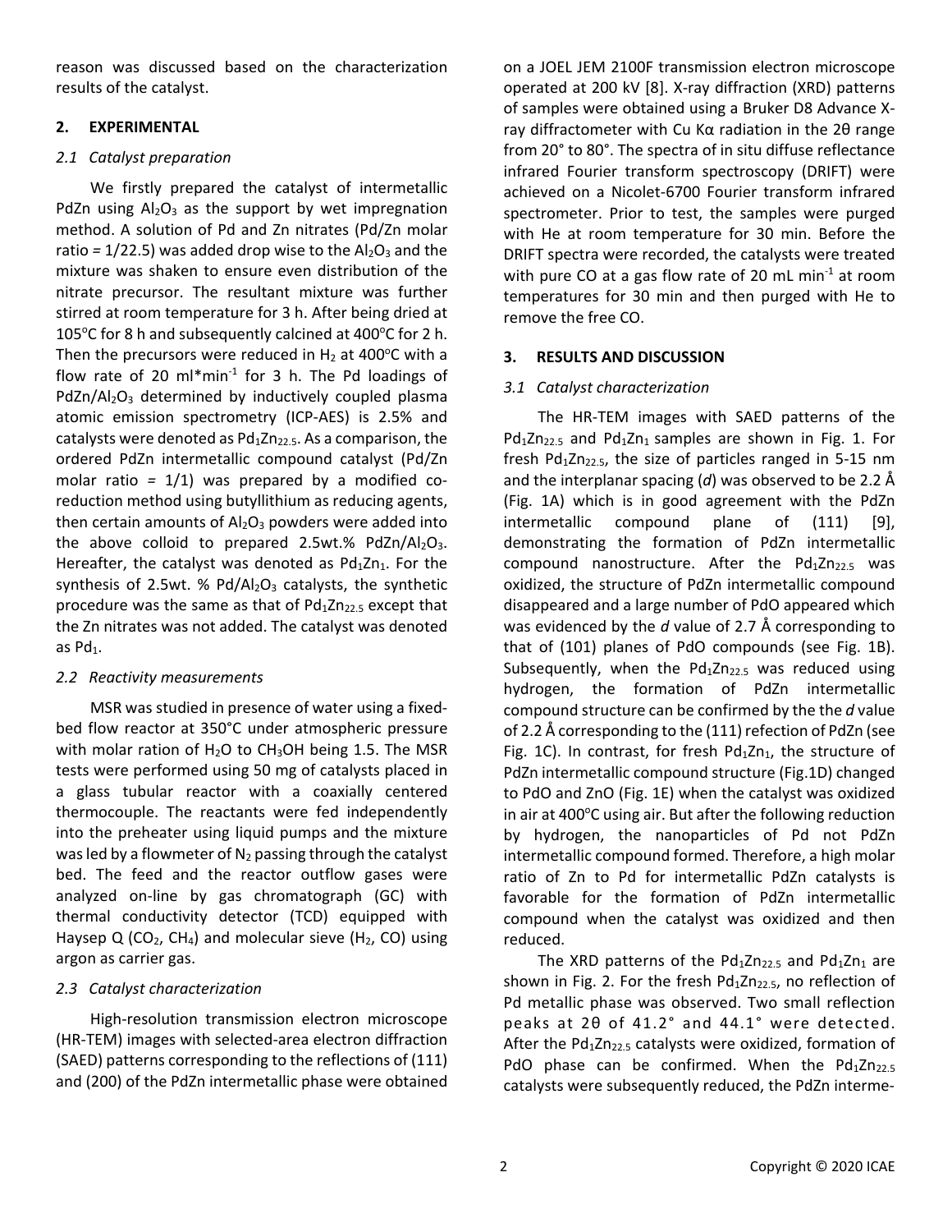reason was discussed based on the characterization results of the catalyst.

## 2. EXPERIMENTAL

### *2.1 Catalyst preparation*

We firstly prepared the catalyst of intermetallic PdZn using $Al_2O_3$ as the support by wet impregnation method. A solution of Pd and Zn nitrates (Pd/Zn molar ratio = 1/22.5) was added drop wise to the $Al_2O_3$ and the mixture was shaken to ensure even distribution of the nitrate precursor. The resultant mixture was further stirred at room temperature for 3 h. After being dried at 105°C for 8 h and subsequently calcined at 400°C for 2 h. Then the precursors were reduced in $H_2$ at 400°C with a flow rate of 20 ml*min$^{-1}$ for 3 h. The Pd loadings of PdZn/$Al_2O_3$ determined by inductively coupled plasma atomic emission spectrometry (ICP-AES) is 2.5% and catalysts were denoted as $Pd_1Zn_{22.5}$. As a comparison, the ordered PdZn intermetallic compound catalyst (Pd/Zn molar ratio = 1/1) was prepared by a modified co-reduction method using butyllithium as reducing agents, then certain amounts of $Al_2O_3$ powders were added into the above colloid to prepared 2.5wt.% PdZn/$Al_2O_3$. Hereafter, the catalyst was denoted as $Pd_1Zn_1$. For the synthesis of 2.5wt. % Pd/$Al_2O_3$ catalysts, the synthetic procedure was the same as that of $Pd_1Zn_{22.5}$ except that the Zn nitrates was not added. The catalyst was denoted as $Pd_1$.

### *2.2 Reactivity measurements*

MSR was studied in presence of water using a fixed-bed flow reactor at 350°C under atmospheric pressure with molar ration of $H_2O$ to $CH_3OH$ being 1.5. The MSR tests were performed using 50 mg of catalysts placed in a glass tubular reactor with a coaxially centered thermocouple. The reactants were fed independently into the preheater using liquid pumps and the mixture was led by a flowmeter of $N_2$ passing through the catalyst bed. The feed and the reactor outflow gases were analyzed on-line by gas chromatograph (GC) with thermal conductivity detector (TCD) equipped with Haysep Q ($CO_2$, $CH_4$) and molecular sieve ($H_2$, CO) using argon as carrier gas.

### *2.3 Catalyst characterization*

High-resolution transmission electron microscope (HR-TEM) images with selected-area electron diffraction (SAED) patterns corresponding to the reflections of (111) and (200) of the PdZn intermetallic phase were obtained on a JOEL JEM 2100F transmission electron microscope operated at 200 kV [8]. X-ray diffraction (XRD) patterns of samples were obtained using a Bruker D8 Advance X-ray diffractometer with Cu Kα radiation in the 2θ range from 20° to 80°. The spectra of in situ diffuse reflectance infrared Fourier transform spectroscopy (DRIFT) were achieved on a Nicolet-6700 Fourier transform infrared spectrometer. Prior to test, the samples were purged with He at room temperature for 30 min. Before the DRIFT spectra were recorded, the catalysts were treated with pure CO at a gas flow rate of 20 mL min$^{-1}$ at room temperatures for 30 min and then purged with He to remove the free CO.

## 3. RESULTS AND DISCUSSION

### *3.1 Catalyst characterization*

The HR-TEM images with SAED patterns of the $Pd_1Zn_{22.5}$ and $Pd_1Zn_1$ samples are shown in Fig. 1. For fresh $Pd_1Zn_{22.5}$, the size of particles ranged in 5-15 nm and the interplanar spacing (*d*) was observed to be 2.2 Å (Fig. 1A) which is in good agreement with the PdZn intermetallic compound plane of (111) [9], demonstrating the formation of PdZn intermetallic compound nanostructure. After the $Pd_1Zn_{22.5}$ was oxidized, the structure of PdZn intermetallic compound disappeared and a large number of PdO appeared which was evidenced by the *d* value of 2.7 Å corresponding to that of (101) planes of PdO compounds (see Fig. 1B). Subsequently, when the $Pd_1Zn_{22.5}$ was reduced using hydrogen, the formation of PdZn intermetallic compound structure can be confirmed by the the *d* value of 2.2 Å corresponding to the (111) refection of PdZn (see Fig. 1C). In contrast, for fresh $Pd_1Zn_1$, the structure of PdZn intermetallic compound structure (Fig.1D) changed to PdO and ZnO (Fig. 1E) when the catalyst was oxidized in air at 400°C using air. But after the following reduction by hydrogen, the nanoparticles of Pd not PdZn intermetallic compound formed. Therefore, a high molar ratio of Zn to Pd for intermetallic PdZn catalysts is favorable for the formation of PdZn intermetallic compound when the catalyst was oxidized and then reduced.

The XRD patterns of the $Pd_1Zn_{22.5}$ and $Pd_1Zn_1$ are shown in Fig. 2. For the fresh $Pd_1Zn_{22.5}$, no reflection of Pd metallic phase was observed. Two small reflection peaks at 2θ of 41.2° and 44.1° were detected. After the $Pd_1Zn_{22.5}$ catalysts were oxidized, formation of PdO phase can be confirmed. When the $Pd_1Zn_{22.5}$ catalysts were subsequently reduced, the PdZn interme-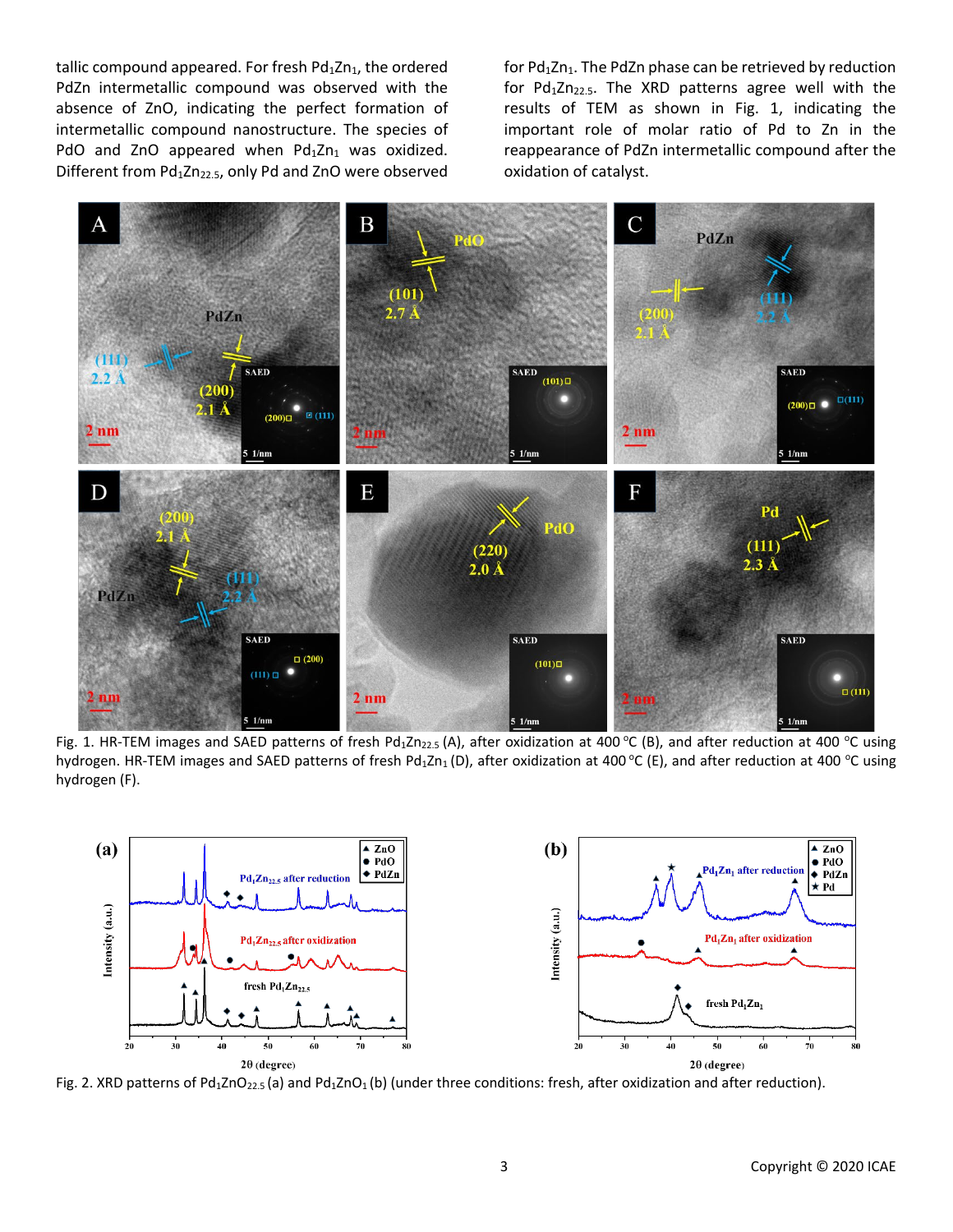tallic compound appeared. For fresh $Pd_1Zn_1$, the ordered PdZn intermetallic compound was observed with the absence of ZnO, indicating the perfect formation of intermetallic compound nanostructure. The species of PdO and ZnO appeared when $Pd_1Zn_1$ was oxidized. Different from $Pd_1Zn_{22.5}$, only Pd and ZnO were observed for $Pd_1Zn_1$. The PdZn phase can be retrieved by reduction for $Pd_1Zn_{22.5}$. The XRD patterns agree well with the results of TEM as shown in Fig. 1, indicating the important role of molar ratio of Pd to Zn in the reappearance of PdZn intermetallic compound after the oxidation of catalyst.

Fig. 1. HR-TEM images and SAED patterns of fresh $Pd_1Zn_{22.5}$ (A), after oxidization at 400 °C (B), and after reduction at 400 °C using hydrogen. HR-TEM images and SAED patterns of fresh $Pd_1Zn_1$ (D), after oxidization at 400 °C (E), and after reduction at 400 °C using hydrogen (F).

Fig. 2. XRD patterns of $Pd_1ZnO_{22.5}$ (a) and $Pd_1ZnO_1$ (b) (under three conditions: fresh, after oxidization and after reduction).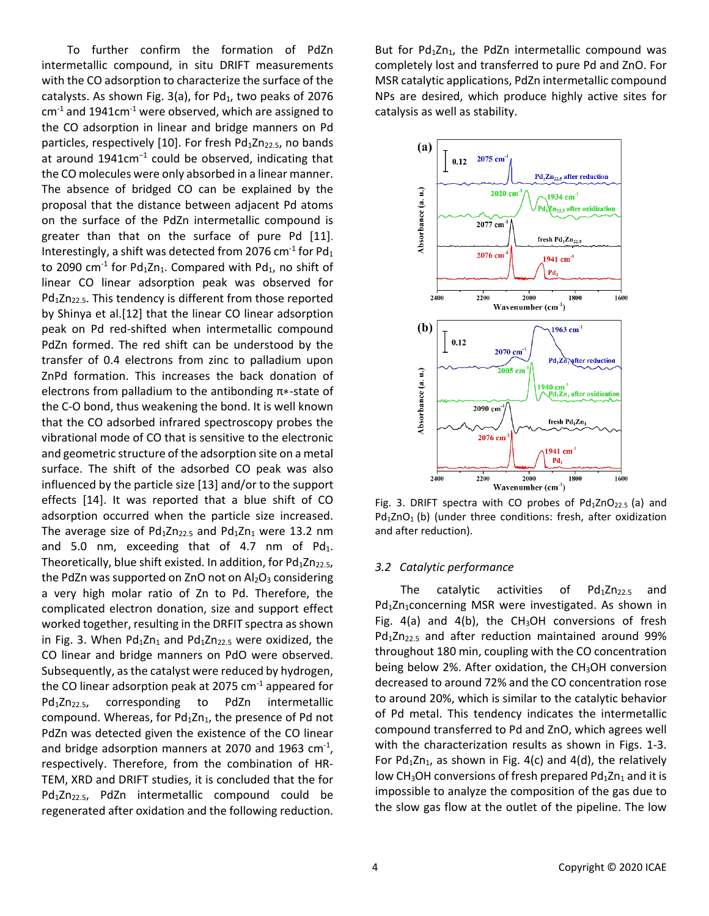To further confirm the formation of PdZn intermetallic compound, in situ DRIFT measurements with the CO adsorption to characterize the surface of the catalysts. As shown Fig. 3(a), for $Pd_1$, two peaks of 2076 $cm^{-1}$ and 1941$cm^{-1}$ were observed, which are assigned to the CO adsorption in linear and bridge manners on Pd particles, respectively [10]. For fresh $Pd_1Zn_{22.5}$, no bands at around 1941$cm^{-1}$ could be observed, indicating that the CO molecules were only absorbed in a linear manner. The absence of bridged CO can be explained by the proposal that the distance between adjacent Pd atoms on the surface of the PdZn intermetallic compound is greater than that on the surface of pure Pd [11]. Interestingly, a shift was detected from 2076 $cm^{-1}$ for $Pd_1$ to 2090 $cm^{-1}$ for $Pd_1Zn_1$. Compared with $Pd_1$, no shift of linear CO linear adsorption peak was observed for $Pd_1Zn_{22.5}$. This tendency is different from those reported by Shinya et al.[12] that the linear CO linear adsorption peak on Pd red-shifted when intermetallic compound PdZn formed. The red shift can be understood by the transfer of 0.4 electrons from zinc to palladium upon ZnPd formation. This increases the back donation of electrons from palladium to the antibonding π∗-state of the C-O bond, thus weakening the bond. It is well known that the CO adsorbed infrared spectroscopy probes the vibrational mode of CO that is sensitive to the electronic and geometric structure of the adsorption site on a metal surface. The shift of the adsorbed CO peak was also influenced by the particle size [13] and/or to the support effects [14]. It was reported that a blue shift of CO adsorption occurred when the particle size increased. The average size of $Pd_1Zn_{22.5}$ and $Pd_1Zn_1$ were 13.2 nm and 5.0 nm, exceeding that of 4.7 nm of $Pd_1$. Theoretically, blue shift existed. In addition, for $Pd_1Zn_{22.5}$, the PdZn was supported on ZnO not on $Al_2O_3$ considering a very high molar ratio of Zn to Pd. Therefore, the complicated electron donation, size and support effect worked together, resulting in the DRFIT spectra as shown in Fig. 3. When $Pd_1Zn_1$ and $Pd_1Zn_{22.5}$ were oxidized, the CO linear and bridge manners on PdO were observed. Subsequently, as the catalyst were reduced by hydrogen, the CO linear adsorption peak at 2075 $cm^{-1}$ appeared for $Pd_1Zn_{22.5}$, corresponding to PdZn intermetallic compound. Whereas, for $Pd_1Zn_1$, the presence of Pd not PdZn was detected given the existence of the CO linear and bridge adsorption manners at 2070 and 1963 $cm^{-1}$, respectively. Therefore, from the combination of HR-TEM, XRD and DRIFT studies, it is concluded that the for $Pd_1Zn_{22.5}$, PdZn intermetallic compound could be regenerated after oxidation and the following reduction. But for $Pd_1Zn_1$, the PdZn intermetallic compound was completely lost and transferred to pure Pd and ZnO. For MSR catalytic applications, PdZn intermetallic compound NPs are desired, which produce highly active sites for catalysis as well as stability.

Fig. 3. DRIFT spectra with CO probes of $Pd_1ZnO_{22.5}$ (a) and $Pd_1ZnO_1$ (b) (under three conditions: fresh, after oxidization and after reduction).

### 3.2 Catalytic performance

The catalytic activities of $Pd_1Zn_{22.5}$ and $Pd_1Zn_1$concerning MSR were investigated. As shown in Fig. 4(a) and 4(b), the $CH_3OH$ conversions of fresh $Pd_1Zn_{22.5}$ and after reduction maintained around 99% throughout 180 min, coupling with the CO concentration being below 2%. After oxidation, the $CH_3OH$ conversion decreased to around 72% and the CO concentration rose to around 20%, which is similar to the catalytic behavior of Pd metal. This tendency indicates the intermetallic compound transferred to Pd and ZnO, which agrees well with the characterization results as shown in Figs. 1-3. For $Pd_1Zn_1$, as shown in Fig. 4(c) and 4(d), the relatively low $CH_3OH$ conversions of fresh prepared $Pd_1Zn_1$ and it is impossible to analyze the composition of the gas due to the slow gas flow at the outlet of the pipeline. The low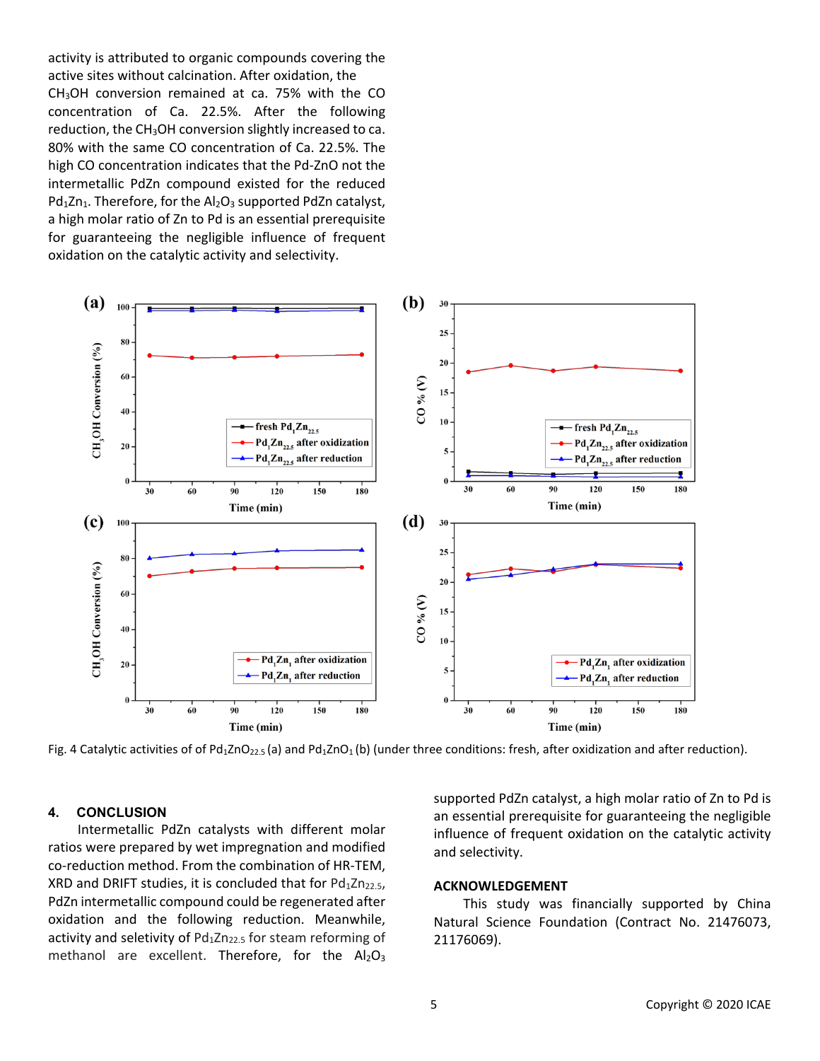activity is attributed to organic compounds covering the active sites without calcination. After oxidation, the $CH_3OH$ conversion remained at ca. 75% with the CO concentration of Ca. 22.5%. After the following reduction, the $CH_3OH$ conversion slightly increased to ca. 80% with the same CO concentration of Ca. 22.5%. The high CO concentration indicates that the Pd-ZnO not the intermetallic PdZn compound existed for the reduced $Pd_1Zn_1$. Therefore, for the $Al_2O_3$ supported PdZn catalyst, a high molar ratio of Zn to Pd is an essential prerequisite for guaranteeing the negligible influence of frequent oxidation on the catalytic activity and selectivity.

Fig. 4 Catalytic activities of of $Pd_1ZnO_{22.5}$ (a) and $Pd_1ZnO_1$ (b) (under three conditions: fresh, after oxidization and after reduction).

## 4. CONCLUSION

Intermetallic PdZn catalysts with different molar ratios were prepared by wet impregnation and modified co-reduction method. From the combination of HR-TEM, XRD and DRIFT studies, it is concluded that for $Pd_1Zn_{22.5}$, PdZn intermetallic compound could be regenerated after oxidation and the following reduction. Meanwhile, activity and seletivity of $Pd_1Zn_{22.5}$ for steam reforming of methanol are excellent. Therefore, for the $Al_2O_3$ supported PdZn catalyst, a high molar ratio of Zn to Pd is an essential prerequisite for guaranteeing the negligible influence of frequent oxidation on the catalytic activity and selectivity.

## ACKNOWLEDGEMENT

This study was financially supported by China Natural Science Foundation (Contract No. 21476073, 21176069).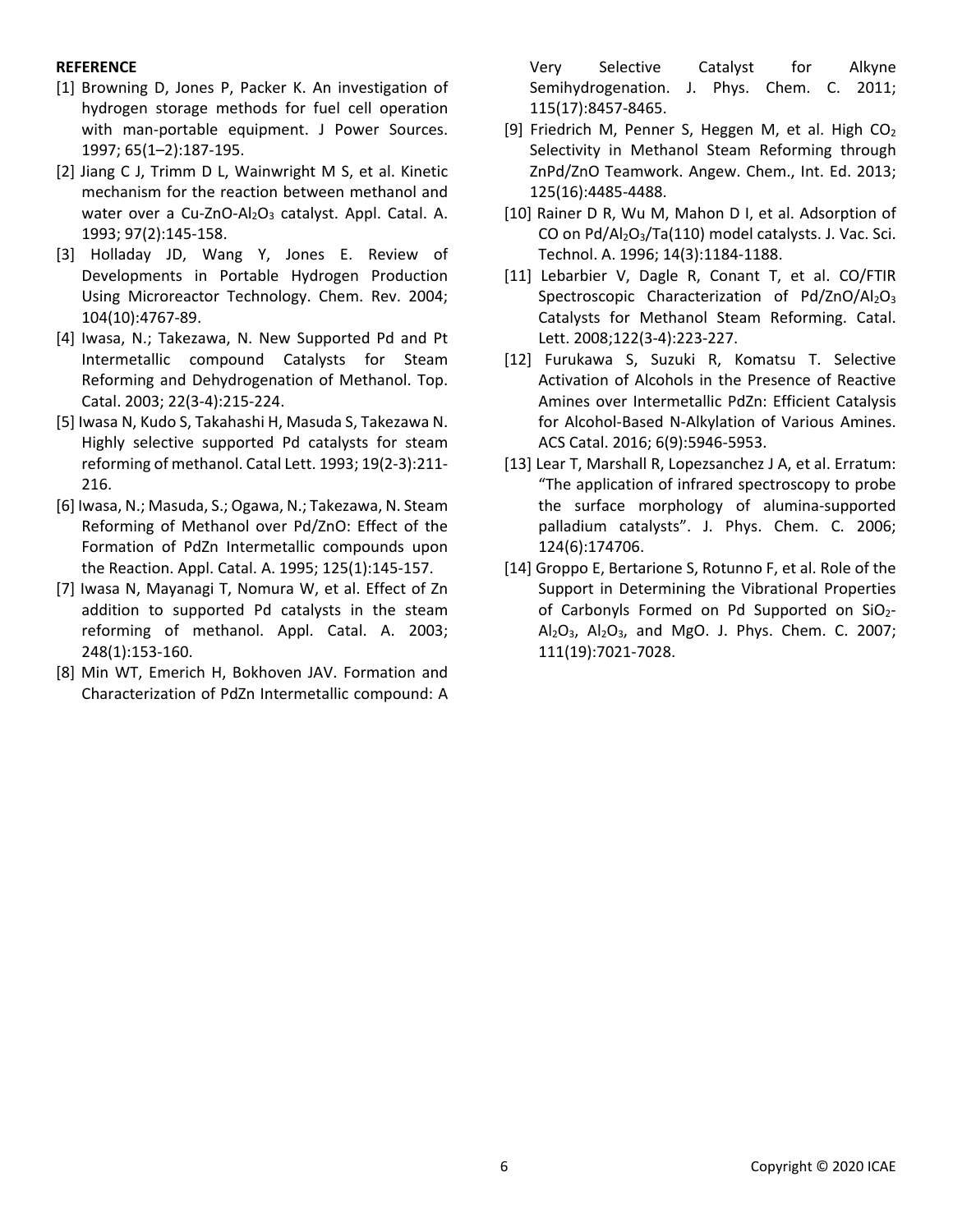**REFERENCE**

[1] Browning D, Jones P, Packer K. An investigation of hydrogen storage methods for fuel cell operation with man-portable equipment. J Power Sources. 1997; 65(1–2):187-195.

[2] Jiang C J, Trimm D L, Wainwright M S, et al. Kinetic mechanism for the reaction between methanol and water over a Cu-ZnO-$Al_2O_3$ catalyst. Appl. Catal. A. 1993; 97(2):145-158.

[3] Holladay JD, Wang Y, Jones E. Review of Developments in Portable Hydrogen Production Using Microreactor Technology. Chem. Rev. 2004; 104(10):4767-89.

[4] Iwasa, N.; Takezawa, N. New Supported Pd and Pt Intermetallic compound Catalysts for Steam Reforming and Dehydrogenation of Methanol. Top. Catal. 2003; 22(3-4):215-224.

[5] Iwasa N, Kudo S, Takahashi H, Masuda S, Takezawa N. Highly selective supported Pd catalysts for steam reforming of methanol. Catal Lett. 1993; 19(2-3):211-216.

[6] Iwasa, N.; Masuda, S.; Ogawa, N.; Takezawa, N. Steam Reforming of Methanol over Pd/ZnO: Effect of the Formation of PdZn Intermetallic compounds upon the Reaction. Appl. Catal. A. 1995; 125(1):145-157.

[7] Iwasa N, Mayanagi T, Nomura W, et al. Effect of Zn addition to supported Pd catalysts in the steam reforming of methanol. Appl. Catal. A. 2003; 248(1):153-160.

[8] Min WT, Emerich H, Bokhoven JAV. Formation and Characterization of PdZn Intermetallic compound: A Very Selective Catalyst for Alkyne Semihydrogenation. J. Phys. Chem. C. 2011; 115(17):8457-8465.

[9] Friedrich M, Penner S, Heggen M, et al. High $CO_2$ Selectivity in Methanol Steam Reforming through ZnPd/ZnO Teamwork. Angew. Chem., Int. Ed. 2013; 125(16):4485-4488.

[10] Rainer D R, Wu M, Mahon D I, et al. Adsorption of CO on Pd/$Al_2O_3$/Ta(110) model catalysts. J. Vac. Sci. Technol. A. 1996; 14(3):1184-1188.

[11] Lebarbier V, Dagle R, Conant T, et al. CO/FTIR Spectroscopic Characterization of Pd/ZnO/$Al_2O_3$ Catalysts for Methanol Steam Reforming. Catal. Lett. 2008;122(3-4):223-227.

[12] Furukawa S, Suzuki R, Komatsu T. Selective Activation of Alcohols in the Presence of Reactive Amines over Intermetallic PdZn: Efficient Catalysis for Alcohol-Based N-Alkylation of Various Amines. ACS Catal. 2016; 6(9):5946-5953.

[13] Lear T, Marshall R, Lopezsanchez J A, et al. Erratum: "The application of infrared spectroscopy to probe the surface morphology of alumina-supported palladium catalysts". J. Phys. Chem. C. 2006; 124(6):174706.

[14] Groppo E, Bertarione S, Rotunno F, et al. Role of the Support in Determining the Vibrational Properties of Carbonyls Formed on Pd Supported on $SiO_2$-$Al_2O_3$, $Al_2O_3$, and MgO. J. Phys. Chem. C. 2007; 111(19):7021-7028.